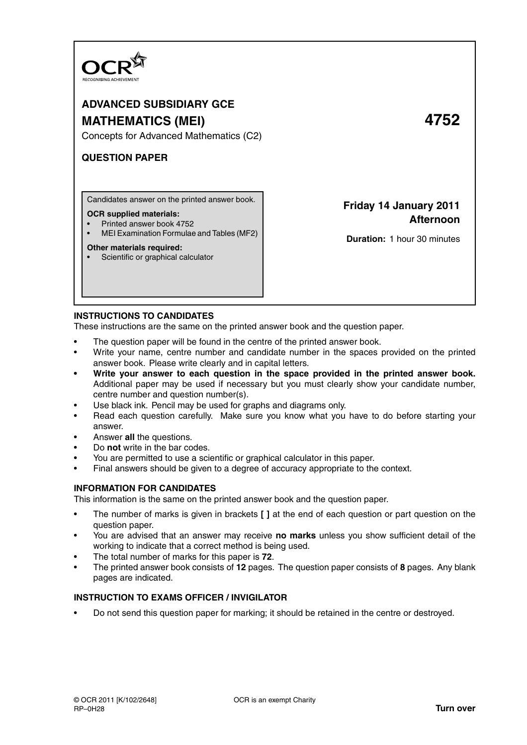OCR
RECOGNISING ACHIEVEMENT

# ADVANCED SUBSIDIARY GCE

# MATHEMATICS (MEI) 4752

Concepts for Advanced Mathematics (C2)

**QUESTION PAPER**

Candidates answer on the printed answer book.

**OCR supplied materials:**

- Printed answer book 4752
- MEI Examination Formulae and Tables (MF2)

**Other materials required:**

- Scientific or graphical calculator

**Friday 14 January 2011**
**Afternoon**

**Duration:** 1 hour 30 minutes

## INSTRUCTIONS TO CANDIDATES

These instructions are the same on the printed answer book and the question paper.

- The question paper will be found in the centre of the printed answer book.
- Write your name, centre number and candidate number in the spaces provided on the printed answer book. Please write clearly and in capital letters.
- **Write your answer to each question in the space provided in the printed answer book.** Additional paper may be used if necessary but you must clearly show your candidate number, centre number and question number(s).
- Use black ink. Pencil may be used for graphs and diagrams only.
- Read each question carefully. Make sure you know what you have to do before starting your answer.
- Answer **all** the questions.
- Do **not** write in the bar codes.
- You are permitted to use a scientific or graphical calculator in this paper.
- Final answers should be given to a degree of accuracy appropriate to the context.

## INFORMATION FOR CANDIDATES

This information is the same on the printed answer book and the question paper.

- The number of marks is given in brackets **[ ]** at the end of each question or part question on the question paper.
- You are advised that an answer may receive **no marks** unless you show sufficient detail of the working to indicate that a correct method is being used.
- The total number of marks for this paper is **72**.
- The printed answer book consists of **12** pages. The question paper consists of **8** pages. Any blank pages are indicated.

## INSTRUCTION TO EXAMS OFFICER / INVIGILATOR

- Do not send this question paper for marking; it should be retained in the centre or destroyed.

© OCR 2011 [K/102/2648] OCR is an exempt Charity
RP–0H28

**Turn over**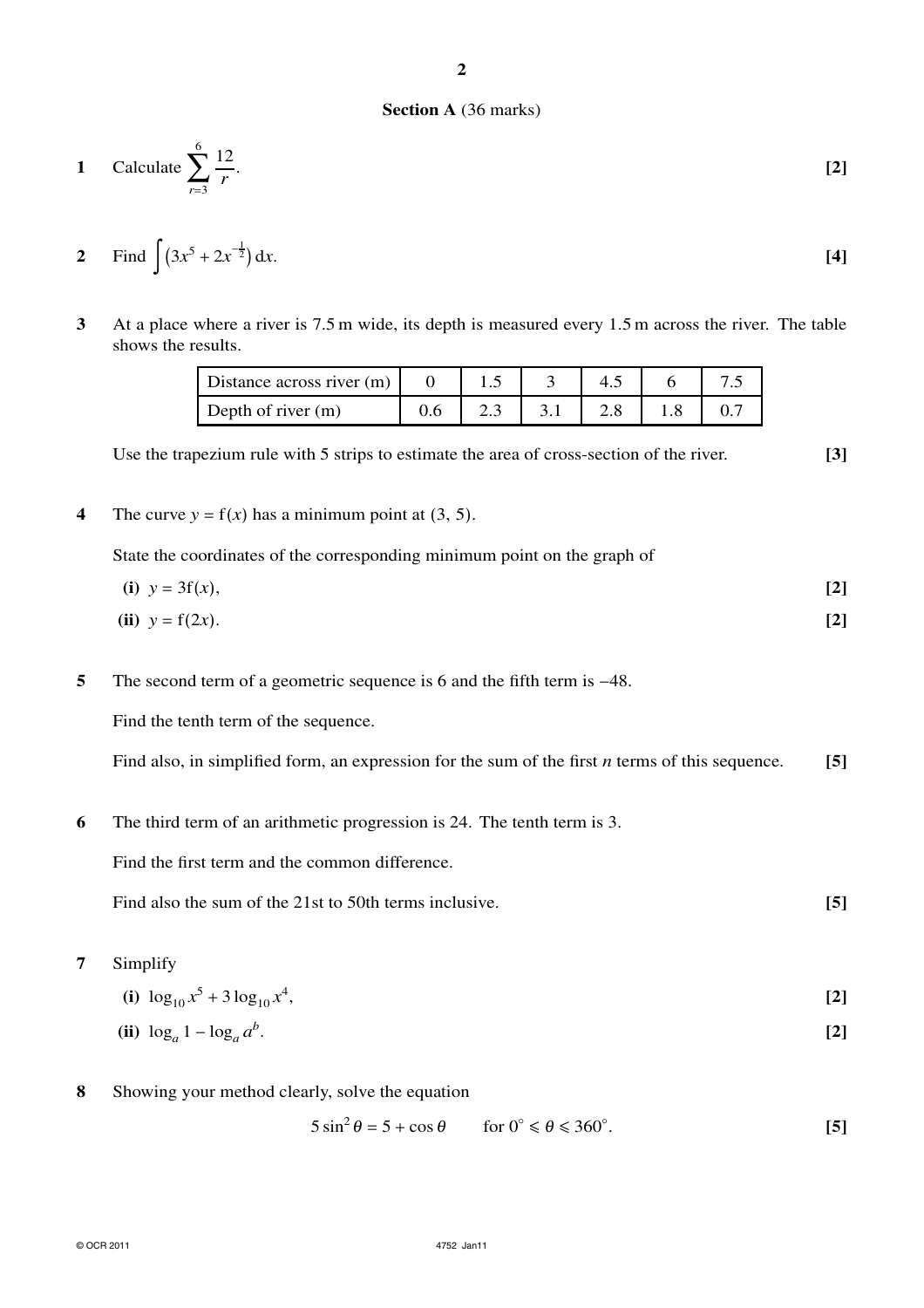## Section A (36 marks)

**1** Calculate $\sum_{r=3}^{6} \frac{12}{r}$. **[2]**

**2** Find $\int \left(3x^5 + 2x^{-\frac{1}{2}}\right) \mathrm{d}x$. **[4]**

**3** At a place where a river is 7.5 m wide, its depth is measured every 1.5 m across the river. The table shows the results.

| Distance across river (m) | 0 | 1.5 | 3 | 4.5 | 6 | 7.5 |
|---|---|---|---|---|---|---|
| Depth of river (m) | 0.6 | 2.3 | 3.1 | 2.8 | 1.8 | 0.7 |

Use the trapezium rule with 5 strips to estimate the area of cross-section of the river. **[3]**

**4** The curve $y = \mathrm{f}(x)$ has a minimum point at (3, 5).

State the coordinates of the corresponding minimum point on the graph of

**(i)** $y = 3\mathrm{f}(x)$, **[2]**

**(ii)** $y = \mathrm{f}(2x)$. **[2]**

**5** The second term of a geometric sequence is 6 and the fifth term is $-48$.

Find the tenth term of the sequence.

Find also, in simplified form, an expression for the sum of the first $n$ terms of this sequence. **[5]**

**6** The third term of an arithmetic progression is 24. The tenth term is 3.

Find the first term and the common difference.

Find also the sum of the 21st to 50th terms inclusive. **[5]**

**7** Simplify

**(i)** $\log_{10} x^5 + 3\log_{10} x^4$, **[2]**

**(ii)** $\log_a 1 - \log_a a^b$. **[2]**

**8** Showing your method clearly, solve the equation

$$5\sin^2\theta = 5 + \cos\theta \qquad \text{for } 0^\circ \leqslant \theta \leqslant 360^\circ.$$

**[5]**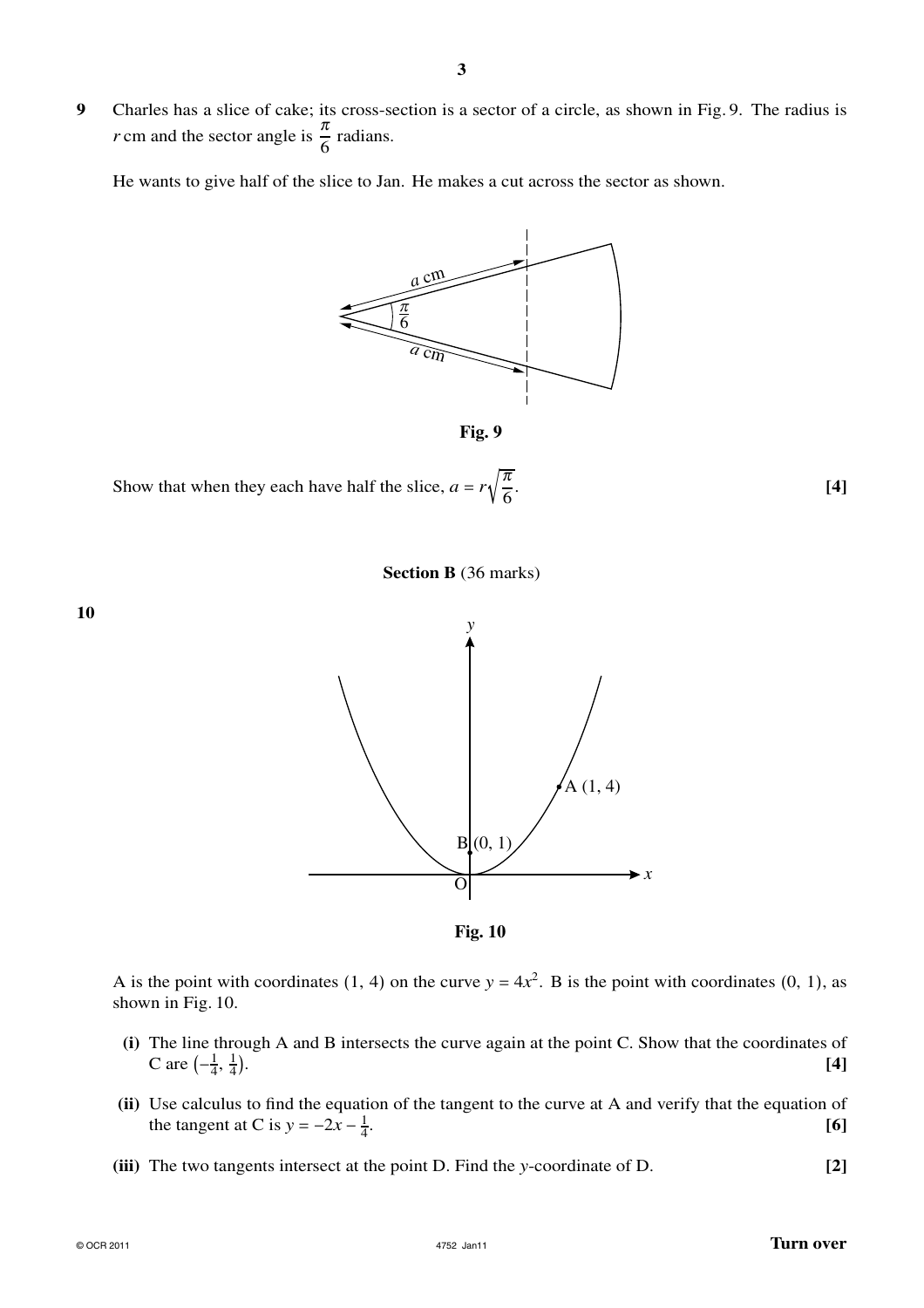**9** Charles has a slice of cake; its cross-section is a sector of a circle, as shown in Fig. 9. The radius is $r$ cm and the sector angle is $\frac{\pi}{6}$ radians.

He wants to give half of the slice to Jan. He makes a cut across the sector as shown.

**Fig. 9**

Show that when they each have half the slice, $a = r\sqrt{\frac{\pi}{6}}$. **[4]**

**Section B** (36 marks)

**10**

**Fig. 10**

A is the point with coordinates (1, 4) on the curve $y = 4x^2$. B is the point with coordinates (0, 1), as shown in Fig. 10.

**(i)** The line through A and B intersects the curve again at the point C. Show that the coordinates of C are $\left(-\frac{1}{4}, \frac{1}{4}\right)$. **[4]**

**(ii)** Use calculus to find the equation of the tangent to the curve at A and verify that the equation of the tangent at C is $y = -2x - \frac{1}{4}$. **[6]**

**(iii)** The two tangents intersect at the point D. Find the $y$-coordinate of D. **[2]**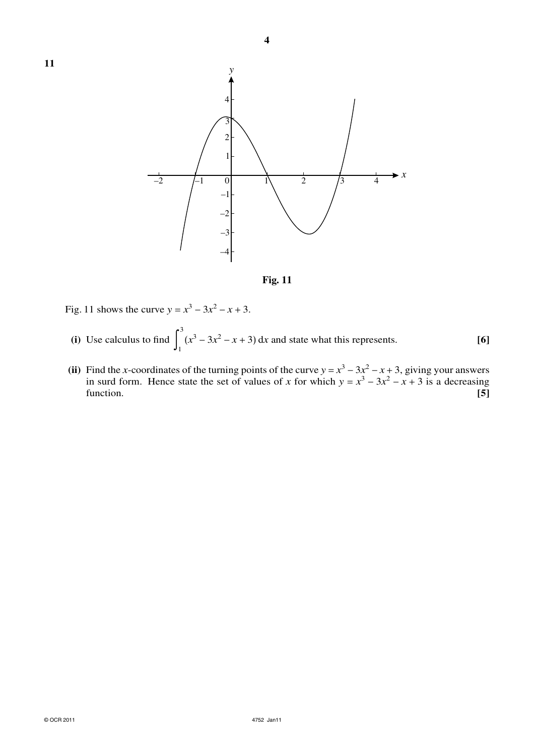**11**

**Fig. 11**

Fig. 11 shows the curve $y = x^3 - 3x^2 - x + 3$.

**(i)** Use calculus to find $\int_1^3 (x^3 - 3x^2 - x + 3)\,dx$ and state what this represents. **[6]**

**(ii)** Find the $x$-coordinates of the turning points of the curve $y = x^3 - 3x^2 - x + 3$, giving your answers in surd form. Hence state the set of values of $x$ for which $y = x^3 - 3x^2 - x + 3$ is a decreasing function. **[5]**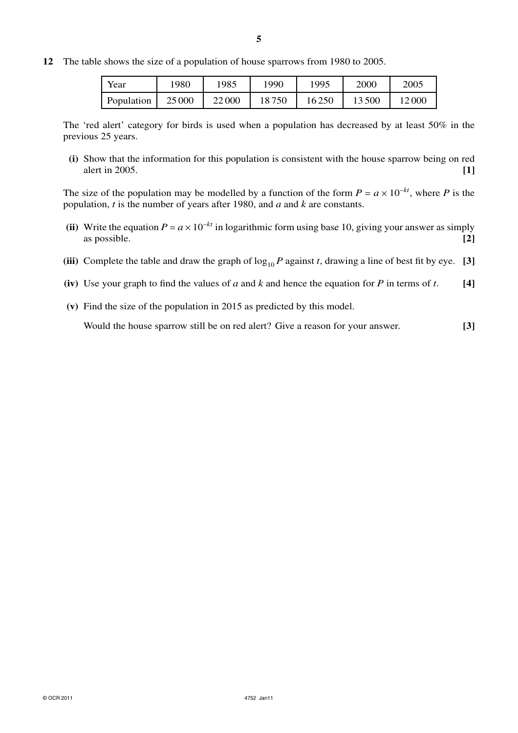**12** The table shows the size of a population of house sparrows from 1980 to 2005.

| Year | 1980 | 1985 | 1990 | 1995 | 2000 | 2005 |
|---|---|---|---|---|---|---|
| Population | 25 000 | 22 000 | 18 750 | 16 250 | 13 500 | 12 000 |

The 'red alert' category for birds is used when a population has decreased by at least 50% in the previous 25 years.

**(i)** Show that the information for this population is consistent with the house sparrow being on red alert in 2005. **[1]**

The size of the population may be modelled by a function of the form $P = a \times 10^{-kt}$, where $P$ is the population, $t$ is the number of years after 1980, and $a$ and $k$ are constants.

**(ii)** Write the equation $P = a \times 10^{-kt}$ in logarithmic form using base 10, giving your answer as simply as possible. **[2]**

**(iii)** Complete the table and draw the graph of $\log_{10} P$ against $t$, drawing a line of best fit by eye. **[3]**

**(iv)** Use your graph to find the values of $a$ and $k$ and hence the equation for $P$ in terms of $t$. **[4]**

**(v)** Find the size of the population in 2015 as predicted by this model.

Would the house sparrow still be on red alert? Give a reason for your answer. **[3]**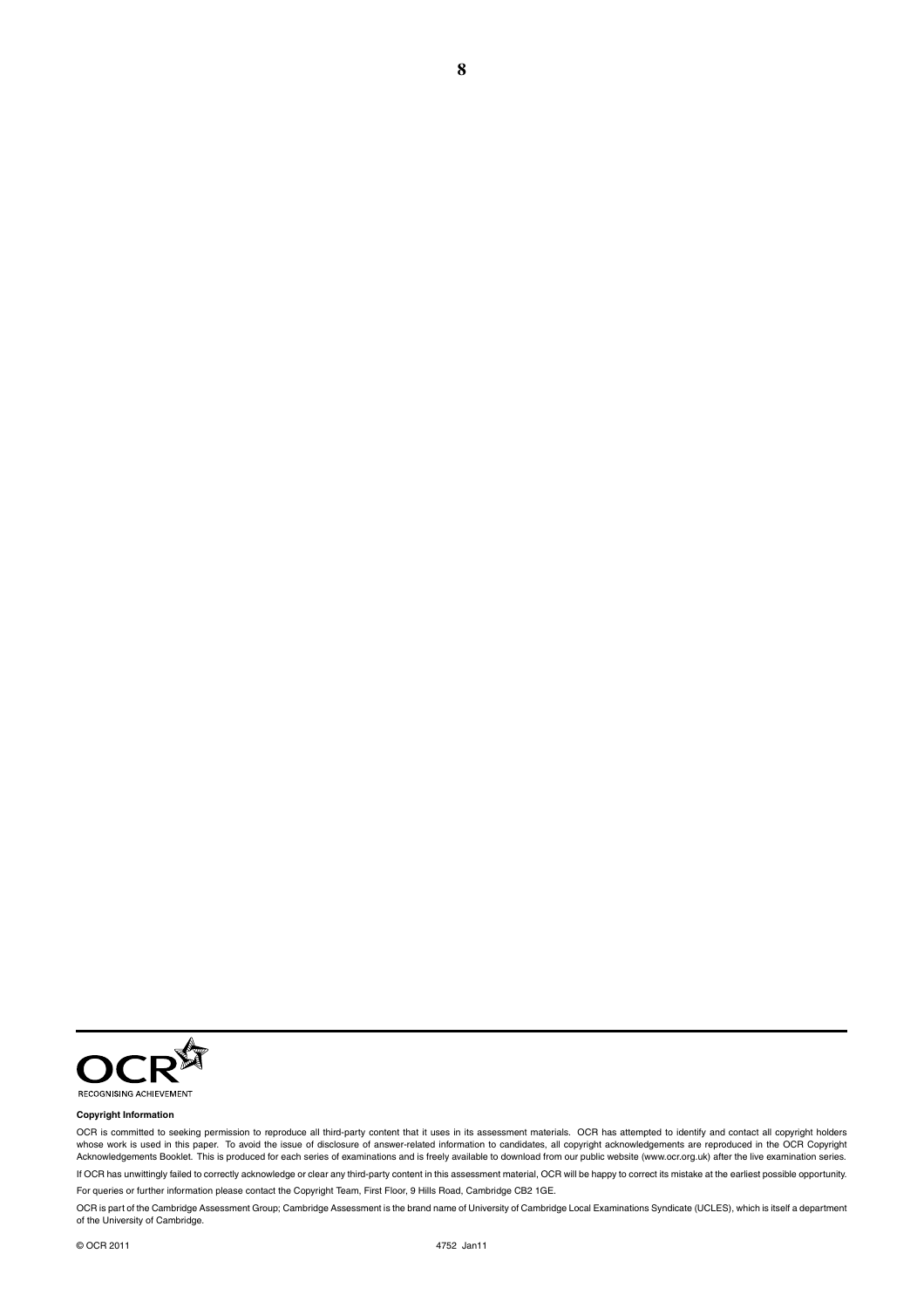RECOGNISING ACHIEVEMENT

**Copyright Information**

OCR is committed to seeking permission to reproduce all third-party content that it uses in its assessment materials. OCR has attempted to identify and contact all copyright holders whose work is used in this paper. To avoid the issue of disclosure of answer-related information to candidates, all copyright acknowledgements are reproduced in the OCR Copyright Acknowledgements Booklet. This is produced for each series of examinations and is freely available to download from our public website (www.ocr.org.uk) after the live examination series.

If OCR has unwittingly failed to correctly acknowledge or clear any third-party content in this assessment material, OCR will be happy to correct its mistake at the earliest possible opportunity.

For queries or further information please contact the Copyright Team, First Floor, 9 Hills Road, Cambridge CB2 1GE.

OCR is part of the Cambridge Assessment Group; Cambridge Assessment is the brand name of University of Cambridge Local Examinations Syndicate (UCLES), which is itself a department of the University of Cambridge.

© OCR 2011 4752 Jan11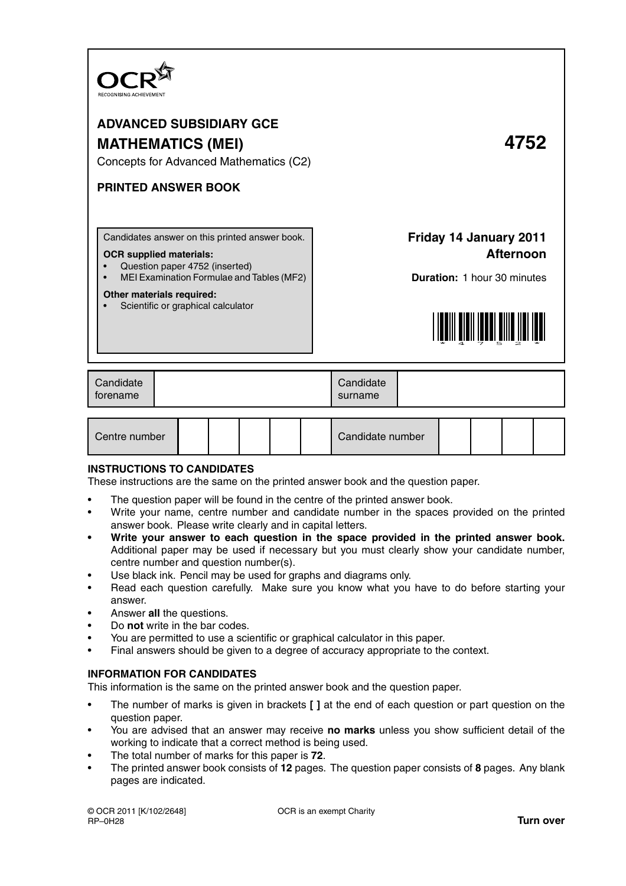# ADVANCED SUBSIDIARY GCE

# MATHEMATICS (MEI) 4752

Concepts for Advanced Mathematics (C2)

## PRINTED ANSWER BOOK

Candidates answer on this printed answer book.

**OCR supplied materials:**

- Question paper 4752 (inserted)
- MEI Examination Formulae and Tables (MF2)

**Other materials required:**

- Scientific or graphical calculator

**Friday 14 January 2011**
**Afternoon**

**Duration:** 1 hour 30 minutes

| Candidate forename | | Candidate surname | |
|---|---|---|---|

| Centre number | | | | | | Candidate number | | | | |
|---|---|---|---|---|---|---|---|---|---|---|

## INSTRUCTIONS TO CANDIDATES

These instructions are the same on the printed answer book and the question paper.

- The question paper will be found in the centre of the printed answer book.
- Write your name, centre number and candidate number in the spaces provided on the printed answer book. Please write clearly and in capital letters.
- **Write your answer to each question in the space provided in the printed answer book.** Additional paper may be used if necessary but you must clearly show your candidate number, centre number and question number(s).
- Use black ink. Pencil may be used for graphs and diagrams only.
- Read each question carefully. Make sure you know what you have to do before starting your answer.
- Answer **all** the questions.
- Do **not** write in the bar codes.
- You are permitted to use a scientific or graphical calculator in this paper.
- Final answers should be given to a degree of accuracy appropriate to the context.

## INFORMATION FOR CANDIDATES

This information is the same on the printed answer book and the question paper.

- The number of marks is given in brackets **[ ]** at the end of each question or part question on the question paper.
- You are advised that an answer may receive **no marks** unless you show sufficient detail of the working to indicate that a correct method is being used.
- The total number of marks for this paper is **72**.
- The printed answer book consists of **12** pages. The question paper consists of **8** pages. Any blank pages are indicated.

© OCR 2011 [K/102/2648]
RP–0H28

OCR is an exempt Charity

**Turn over**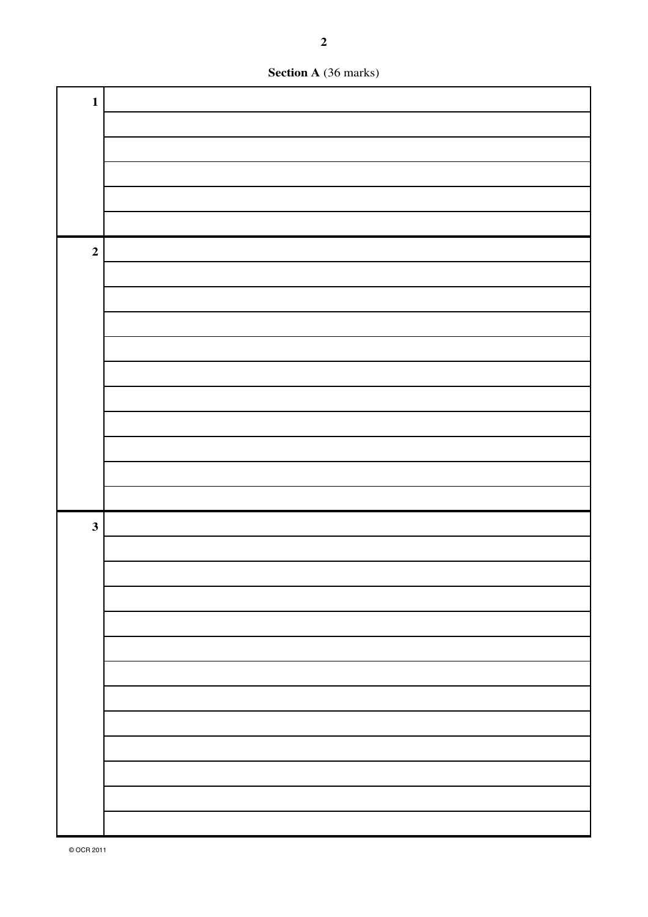**Section A** (36 marks)

| | |
|---|---|
| **1** | |
| | |
| | |
| | |
| | |
| | |
| **2** | |
| | |
| | |
| | |
| | |
| | |
| | |
| | |
| | |
| | |
| | |
| **3** | |
| | |
| | |
| | |
| | |
| | |
| | |
| | |
| | |
| | |
| | |
| | |
| | |

© OCR 2011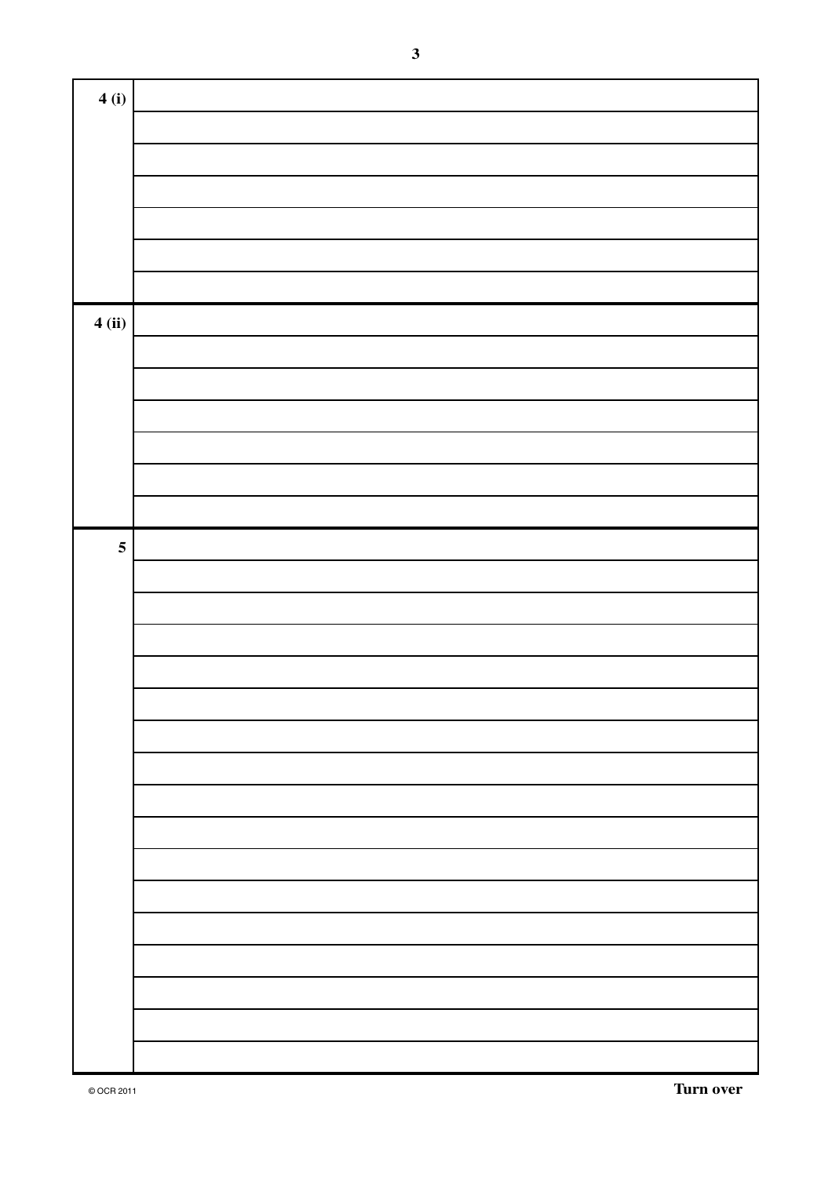| | |
|---|---|
| **4 (i)** | |
| | |
| | |
| | |
| | |
| | |
| | |
| **4 (ii)** | |
| | |
| | |
| | |
| | |
| | |
| | |
| **5** | |
| | |
| | |
| | |
| | |
| | |
| | |
| | |
| | |
| | |
| | |
| | |
| | |
| | |
| | |
| | |
| | |

© OCR 2011

**Turn over**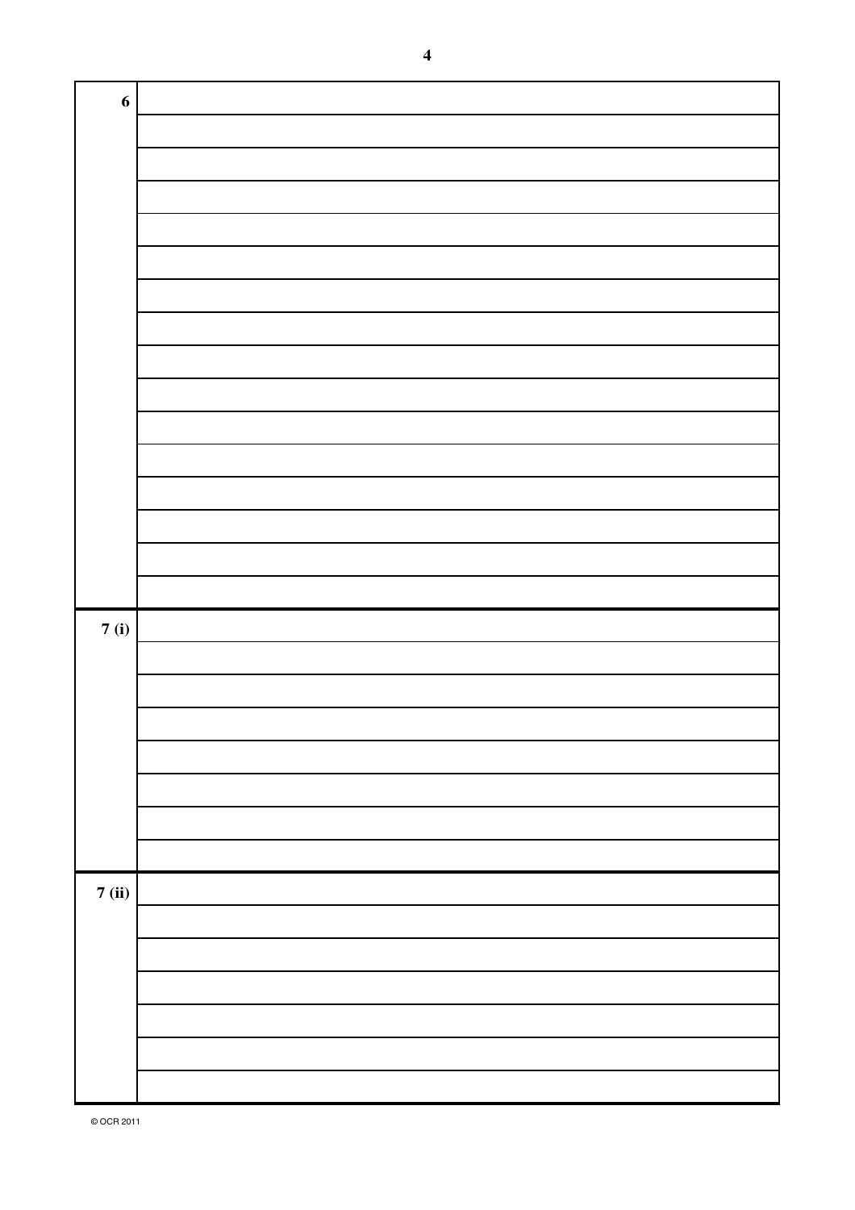| | |
|---|---|
| **6** | |
| | |
| | |
| | |
| | |
| | |
| | |
| | |
| | |
| | |
| | |
| | |
| | |
| | |
| | |
| | |
| **7 (i)** | |
| | |
| | |
| | |
| | |
| | |
| | |
| | |
| **7 (ii)** | |
| | |
| | |
| | |
| | |
| | |
| | |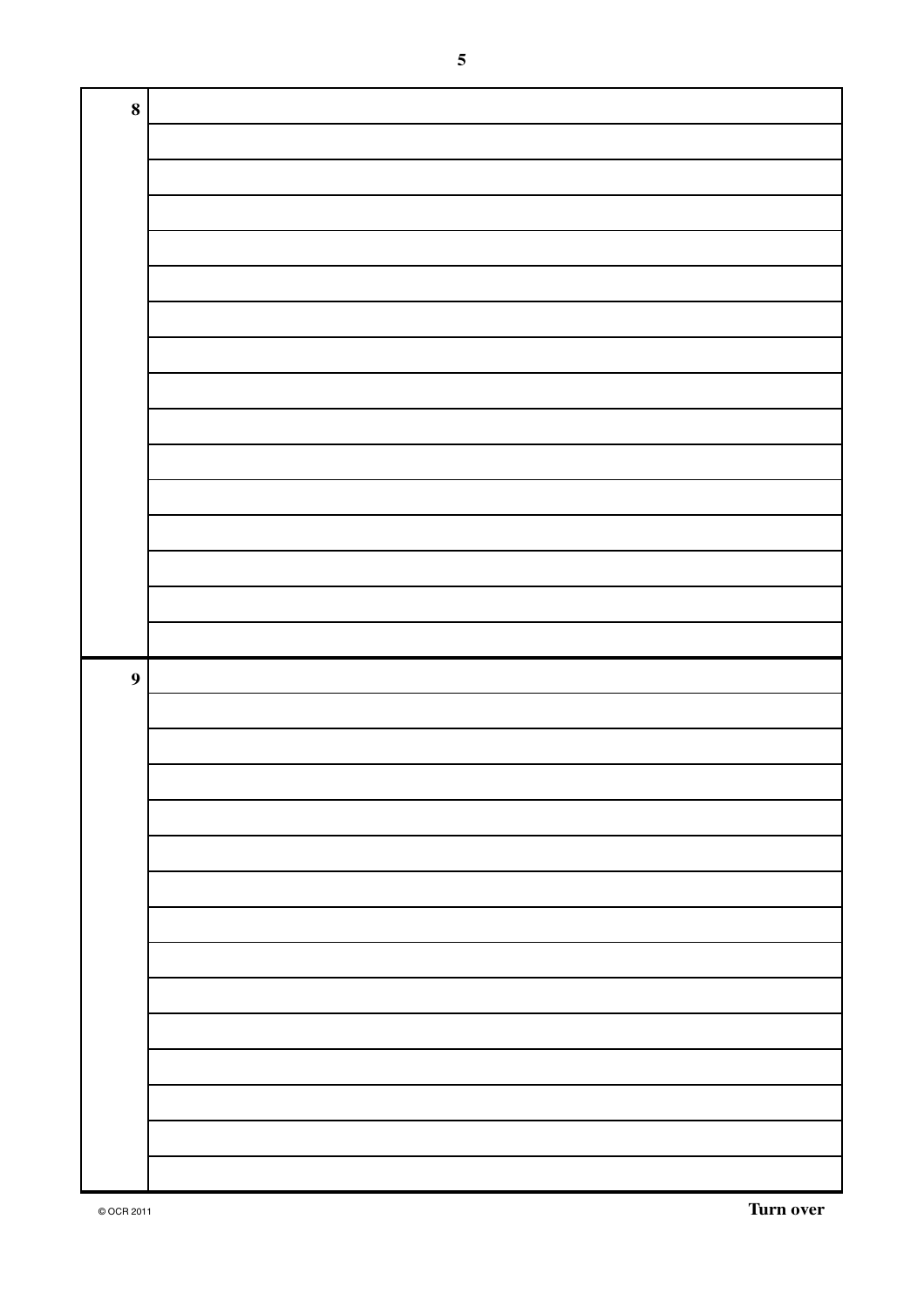8

9

© OCR 2011

Turn over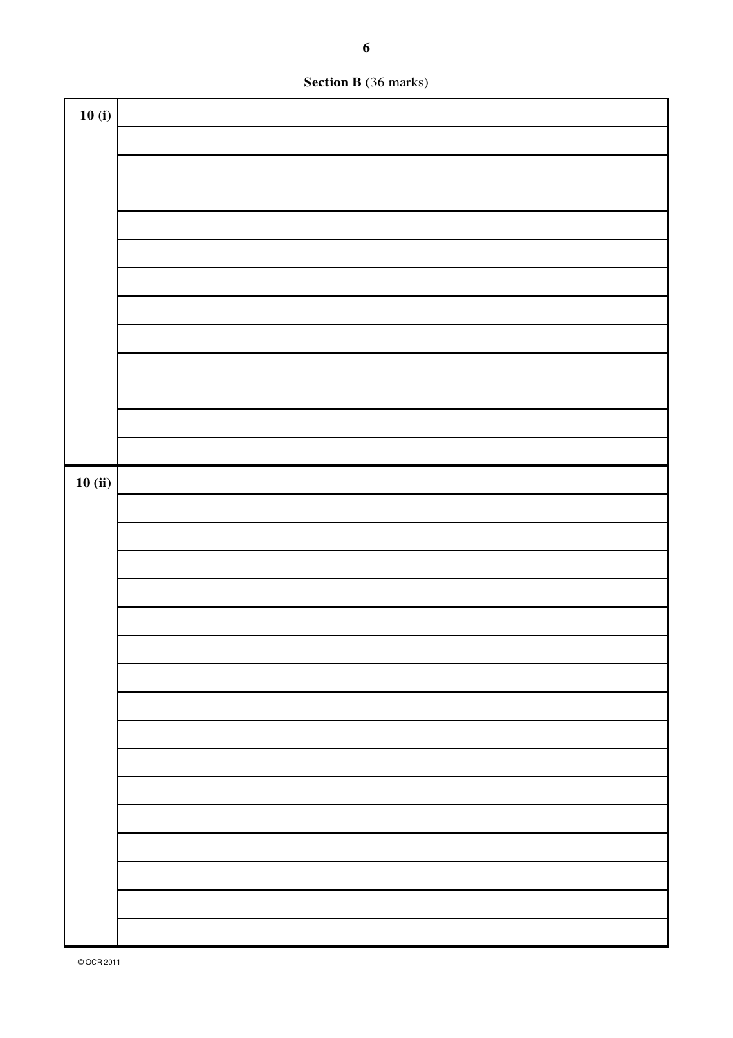**Section B** (36 marks)

| | |
|---|---|
| **10 (i)** | |
| | |
| | |
| | |
| | |
| | |
| | |
| | |
| | |
| | |
| | |
| | |
| | |
| **10 (ii)** | |
| | |
| | |
| | |
| | |
| | |
| | |
| | |
| | |
| | |
| | |
| | |
| | |
| | |
| | |
| | |
| | |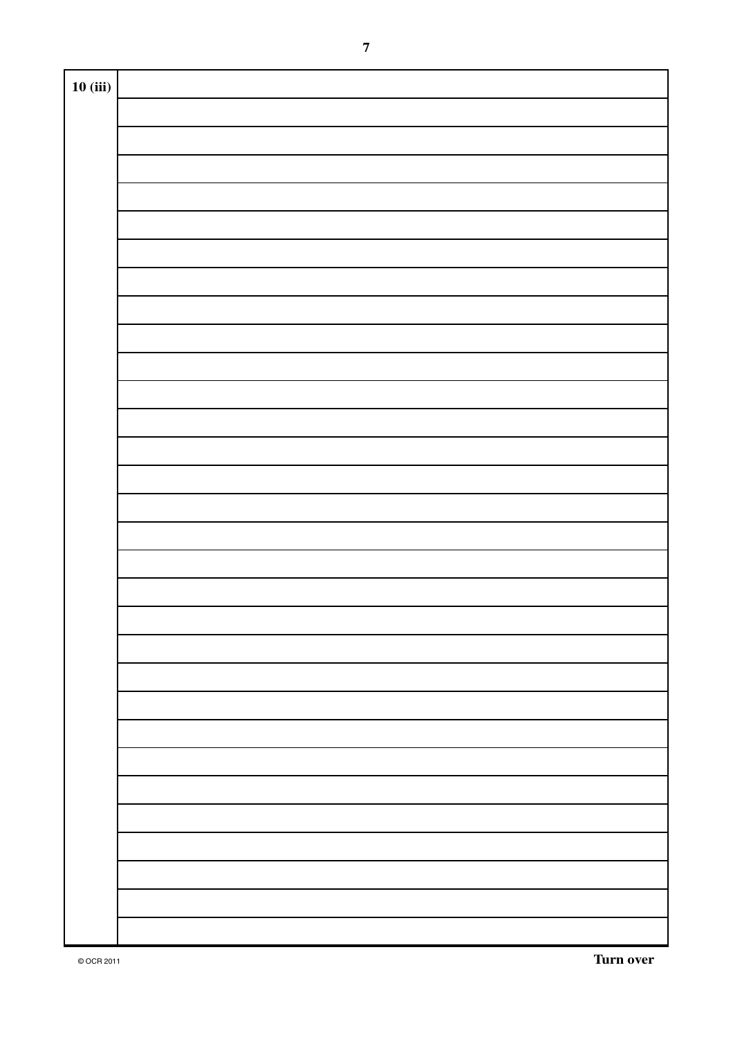10 (iii)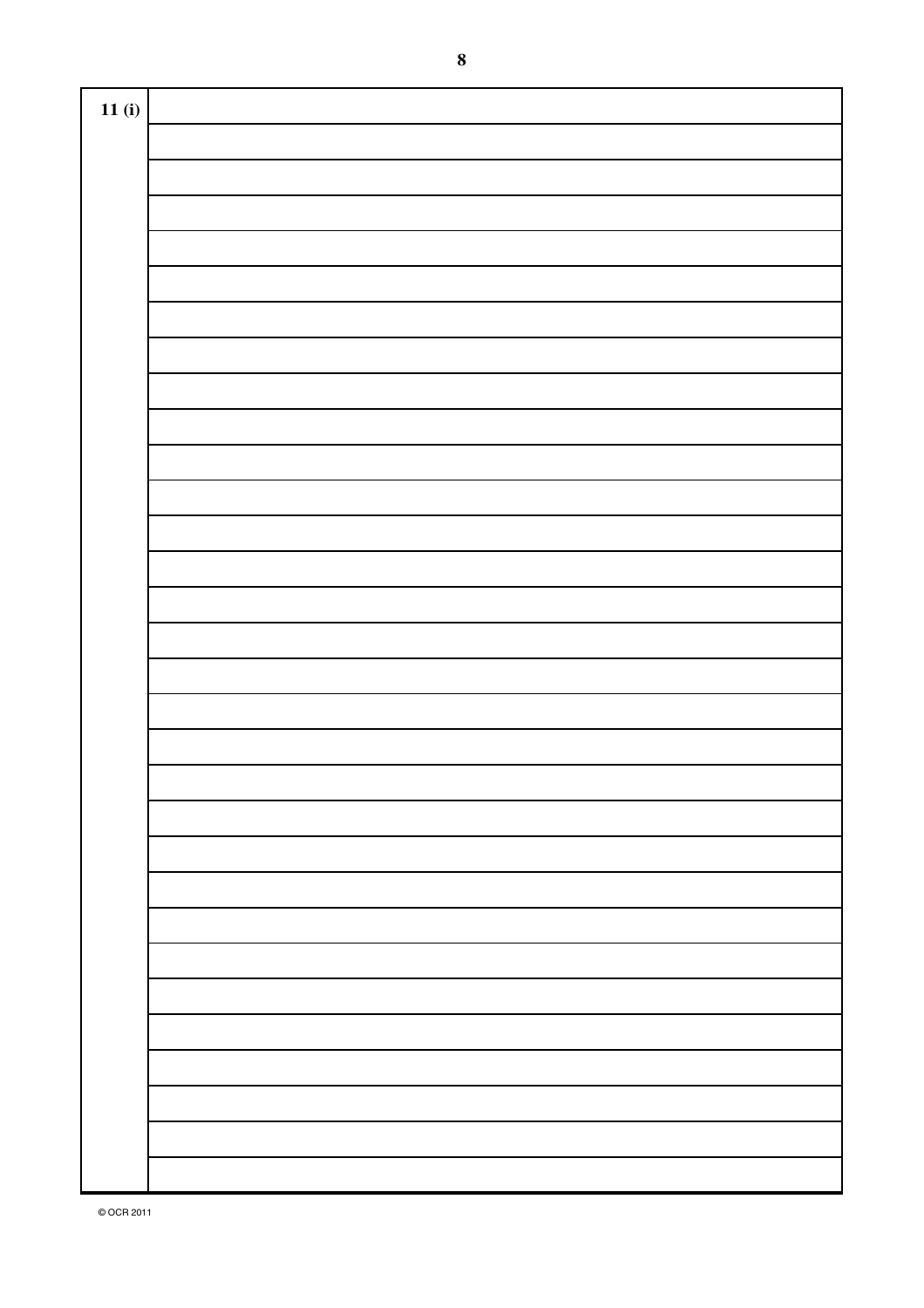11 (i)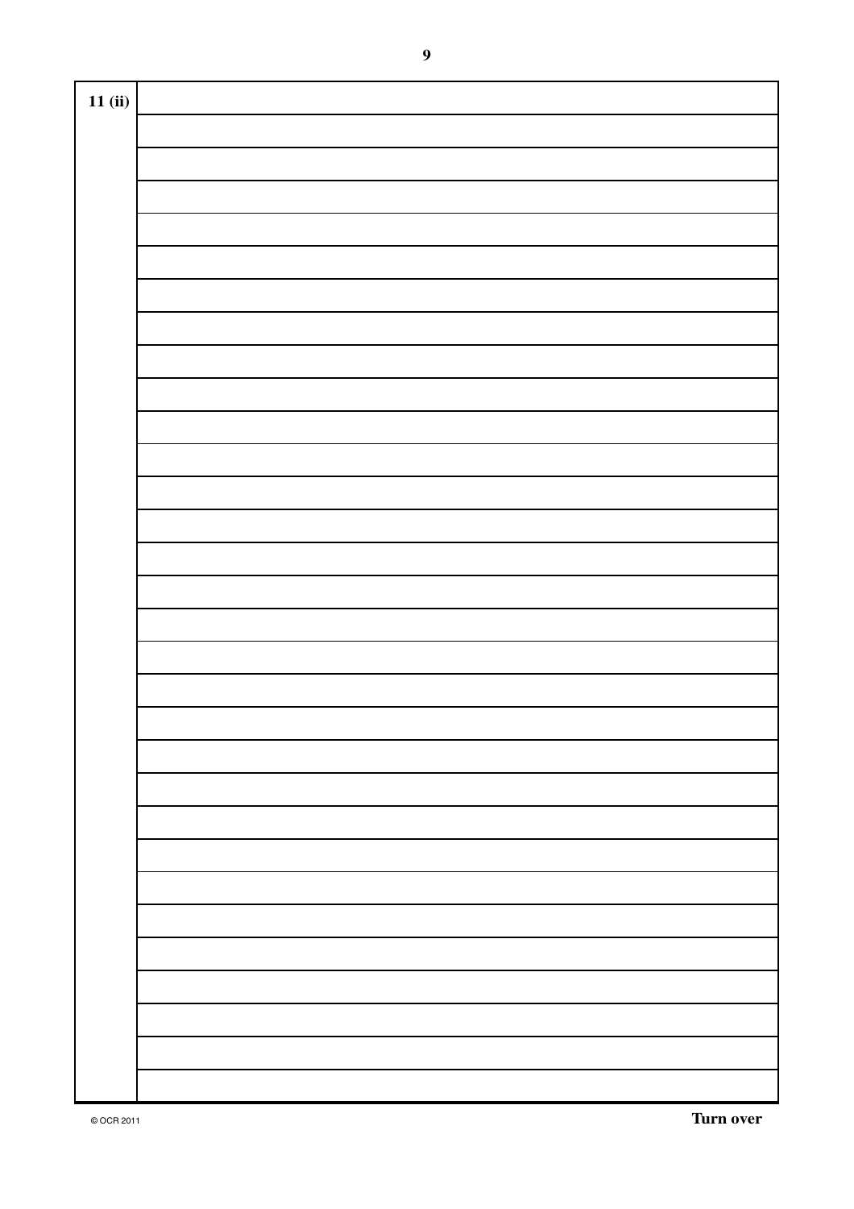11 (ii)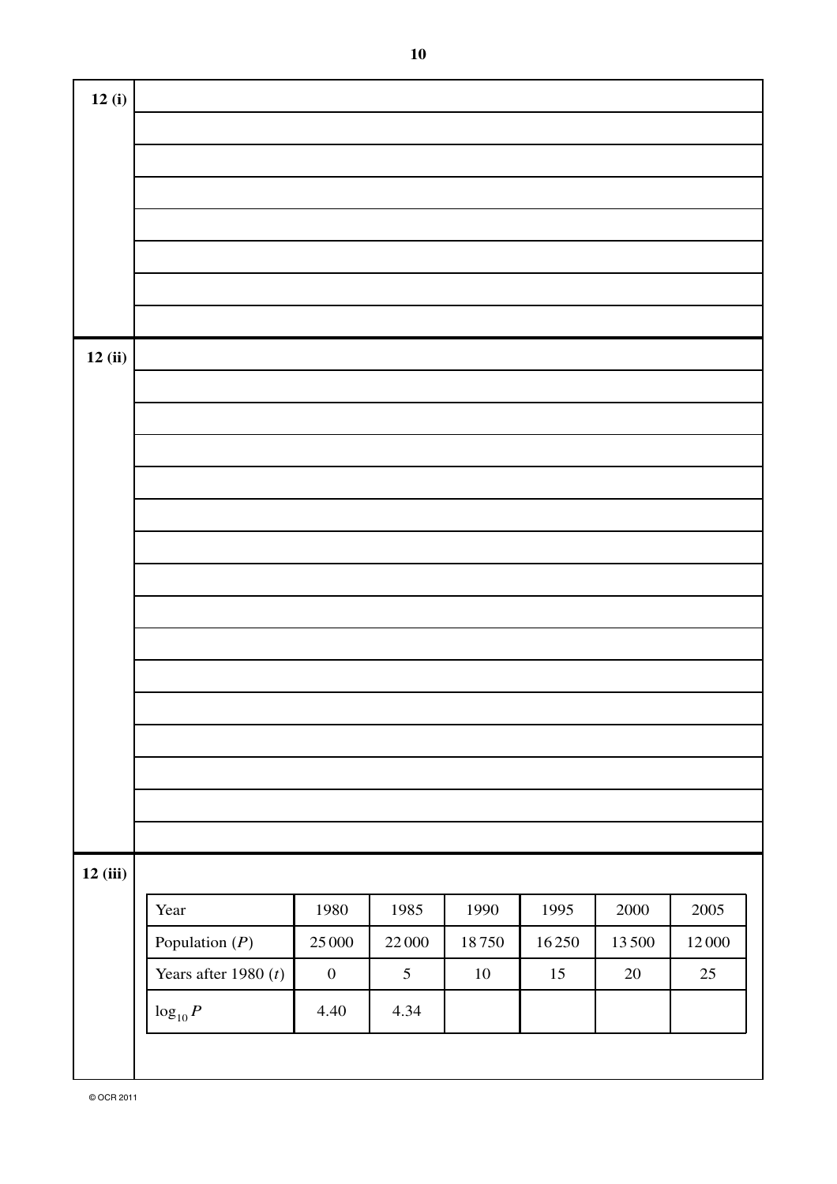**12 (i)**

**12 (ii)**

**12 (iii)**

| Year | 1980 | 1985 | 1990 | 1995 | 2000 | 2005 |
| --- | --- | --- | --- | --- | --- | --- |
| Population ($P$) | 25 000 | 22 000 | 18 750 | 16 250 | 13 500 | 12 000 |
| Years after 1980 ($t$) | 0 | 5 | 10 | 15 | 20 | 25 |
| $\log_{10} P$ | 4.40 | 4.34 | | | | |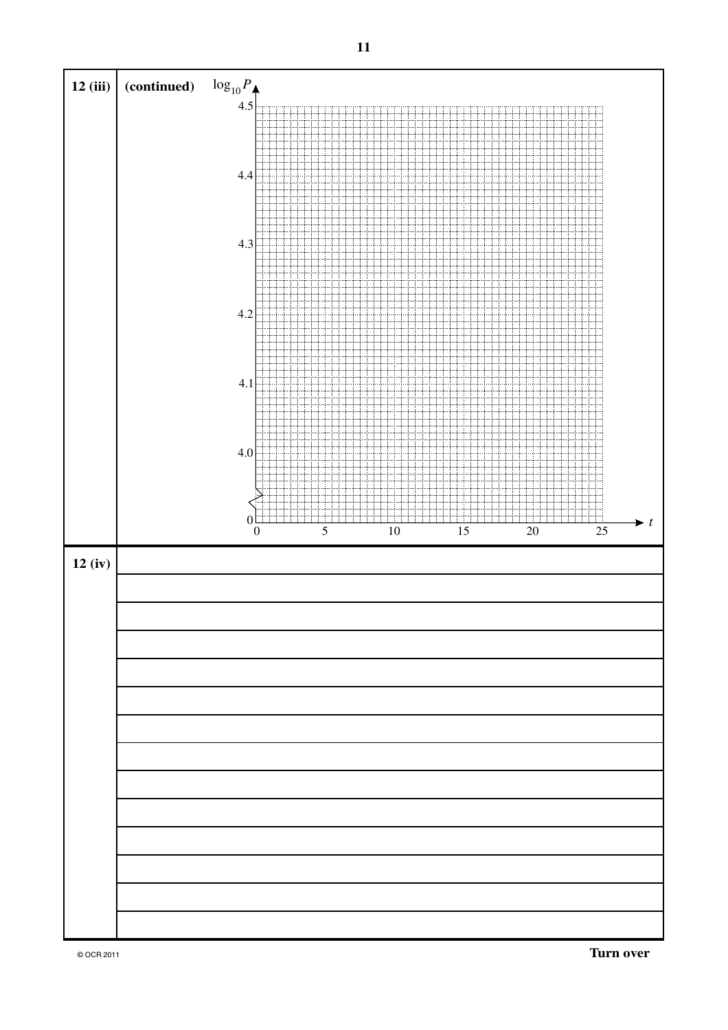**12 (iii)** **(continued)**

$\log_{10} P$ axis: 0, 4.0, 4.1, 4.2, 4.3, 4.4, 4.5

$t$ axis: 0, 5, 10, 15, 20, 25

**12 (iv)**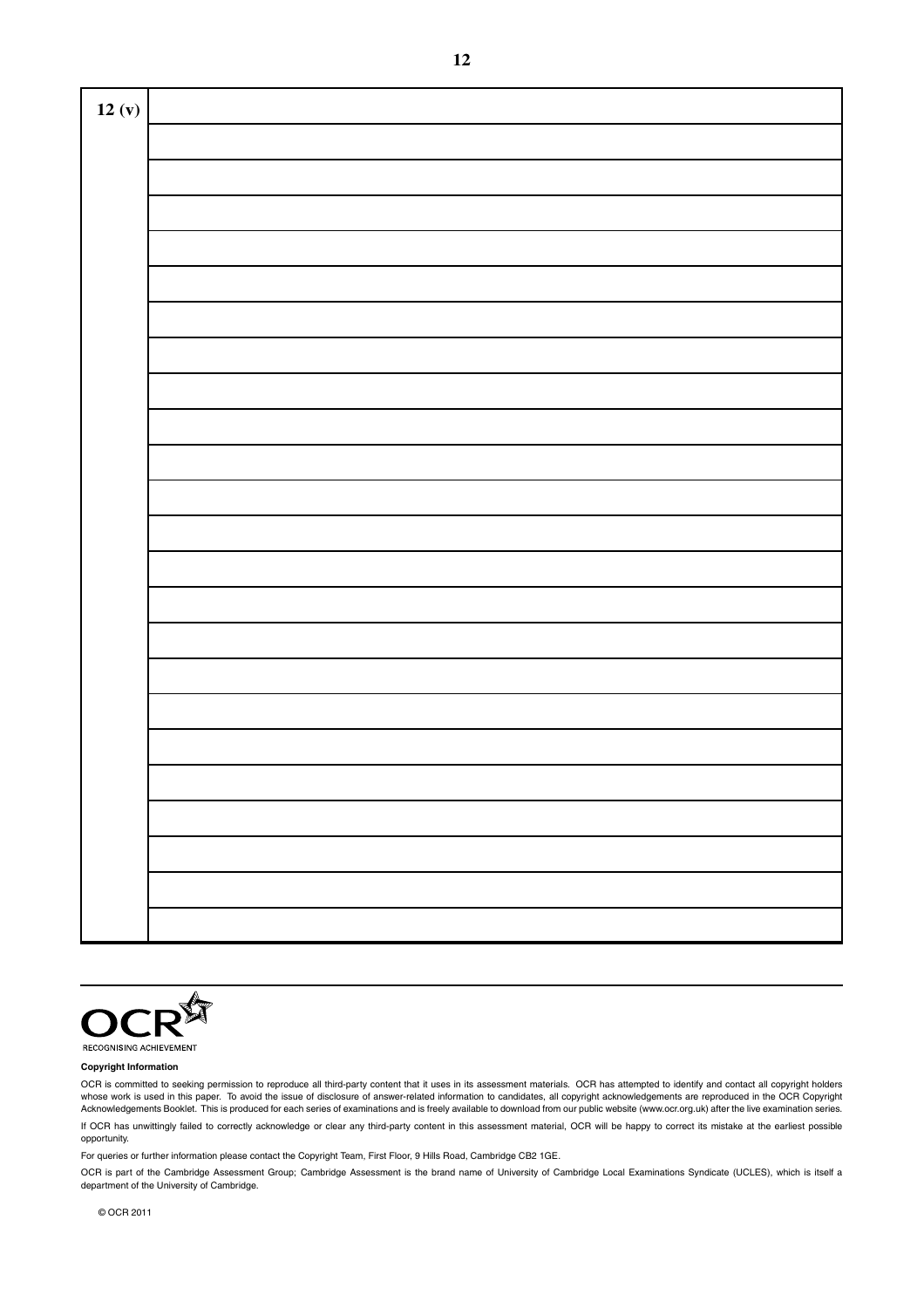**12 (v)**

OCR

RECOGNISING ACHIEVEMENT

**Copyright Information**

OCR is committed to seeking permission to reproduce all third-party content that it uses in its assessment materials. OCR has attempted to identify and contact all copyright holders whose work is used in this paper. To avoid the issue of disclosure of answer-related information to candidates, all copyright acknowledgements are reproduced in the OCR Copyright Acknowledgements Booklet. This is produced for each series of examinations and is freely available to download from our public website (www.ocr.org.uk) after the live examination series.

If OCR has unwittingly failed to correctly acknowledge or clear any third-party content in this assessment material, OCR will be happy to correct its mistake at the earliest possible opportunity.

For queries or further information please contact the Copyright Team, First Floor, 9 Hills Road, Cambridge CB2 1GE.

OCR is part of the Cambridge Assessment Group; Cambridge Assessment is the brand name of University of Cambridge Local Examinations Syndicate (UCLES), which is itself a department of the University of Cambridge.

© OCR 2011